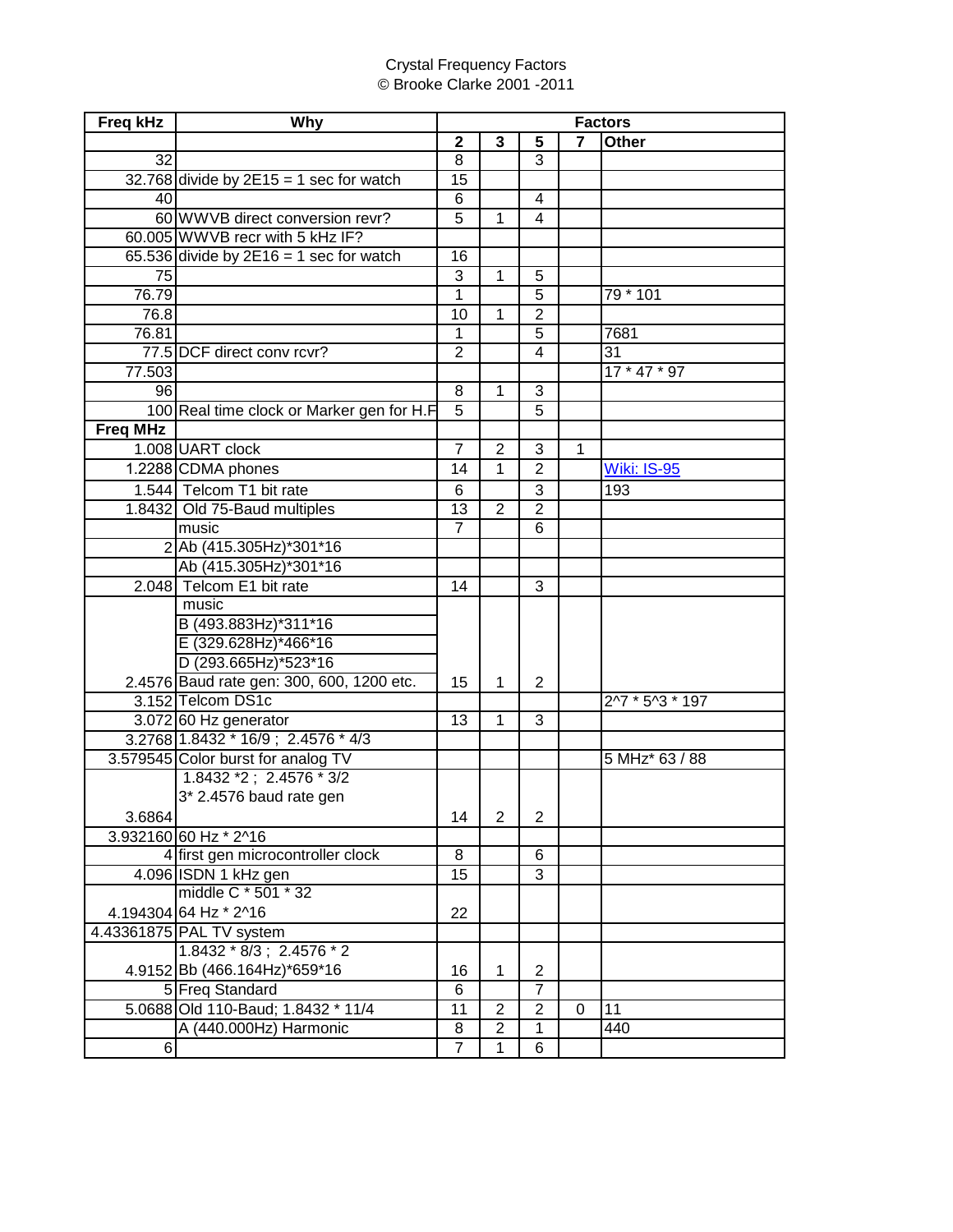Crystal Frequency Factors
© Brooke Clarke 2001 -2011

| Freq kHz | Why | Factors | | | | |
|---|---|---|---|---|---|---|
| | | 2 | 3 | 5 | 7 | Other |
| 32 | | 8 | | 3 | | |
| 32.768 | divide by 2E15 = 1 sec for watch | 15 | | | | |
| 40 | | 6 | | 4 | | |
| 60 | WWVB direct conversion revr? | 5 | 1 | 4 | | |
| 60.005 | WWVB recr with 5 kHz IF? | | | | | |
| 65.536 | divide by 2E16 = 1 sec for watch | 16 | | | | |
| 75 | | 3 | 1 | 5 | | |
| 76.79 | | 1 | | 5 | | 79 * 101 |
| 76.8 | | 10 | 1 | 2 | | |
| 76.81 | | 1 | | 5 | | 7681 |
| 77.5 | DCF direct conv rcvr? | 2 | | 4 | | 31 |
| 77.503 | | | | | | 17 * 47 * 97 |
| 96 | | 8 | 1 | 3 | | |
| 100 | Real time clock or Marker gen for H.F | 5 | | 5 | | |
| **Freq MHz** | | | | | | |
| 1.008 | UART clock | 7 | 2 | 3 | 1 | |
| 1.2288 | CDMA phones | 14 | 1 | 2 | | Wiki: IS-95 |
| 1.544 | Telcom T1 bit rate | 6 | | 3 | | 193 |
| 1.8432 | Old 75-Baud multiples | 13 | 2 | 2 | | |
| | music | 7 | | 6 | | |
| 2 | Ab (415.305Hz)*301*16 | | | | | |
| | Ab (415.305Hz)*301*16 | | | | | |
| 2.048 | Telcom E1 bit rate | 14 | | 3 | | |
| 2.4576 | music<br>B (493.883Hz)*311*16<br>E (329.628Hz)*466*16<br>D (293.665Hz)*523*16<br>Baud rate gen: 300, 600, 1200 etc. | 15 | 1 | 2 | | |
| 3.152 | Telcom DS1c | | | | | 2^7 * 5^3 * 197 |
| 3.072 | 60 Hz generator | 13 | 1 | 3 | | |
| 3.2768 | 1.8432 * 16/9 ; 2.4576 * 4/3 | | | | | |
| 3.579545 | Color burst for analog TV | | | | | 5 MHz* 63 / 88 |
| 3.6864 | 1.8432 *2 ; 2.4576 * 3/2<br>3* 2.4576 baud rate gen | 14 | 2 | 2 | | |
| 3.932160 | 60 Hz * 2^16 | | | | | |
| 4 | first gen microcontroller clock | 8 | | 6 | | |
| 4.096 | ISDN 1 kHz gen | 15 | | 3 | | |
| 4.194304 | middle C * 501 * 32<br>64 Hz * 2^16 | 22 | | | | |
| 4.43361875 | PAL TV system | | | | | |
| 4.9152 | 1.8432 * 8/3 ; 2.4576 * 2<br>Bb (466.164Hz)*659*16 | 16 | 1 | 2 | | |
| 5 | Freq Standard | 6 | | 7 | | |
| 5.0688 | Old 110-Baud; 1.8432 * 11/4 | 11 | 2 | 2 | 0 | 11 |
| | A (440.000Hz) Harmonic | 8 | 2 | 1 | | 440 |
| 6 | | 7 | 1 | 6 | | |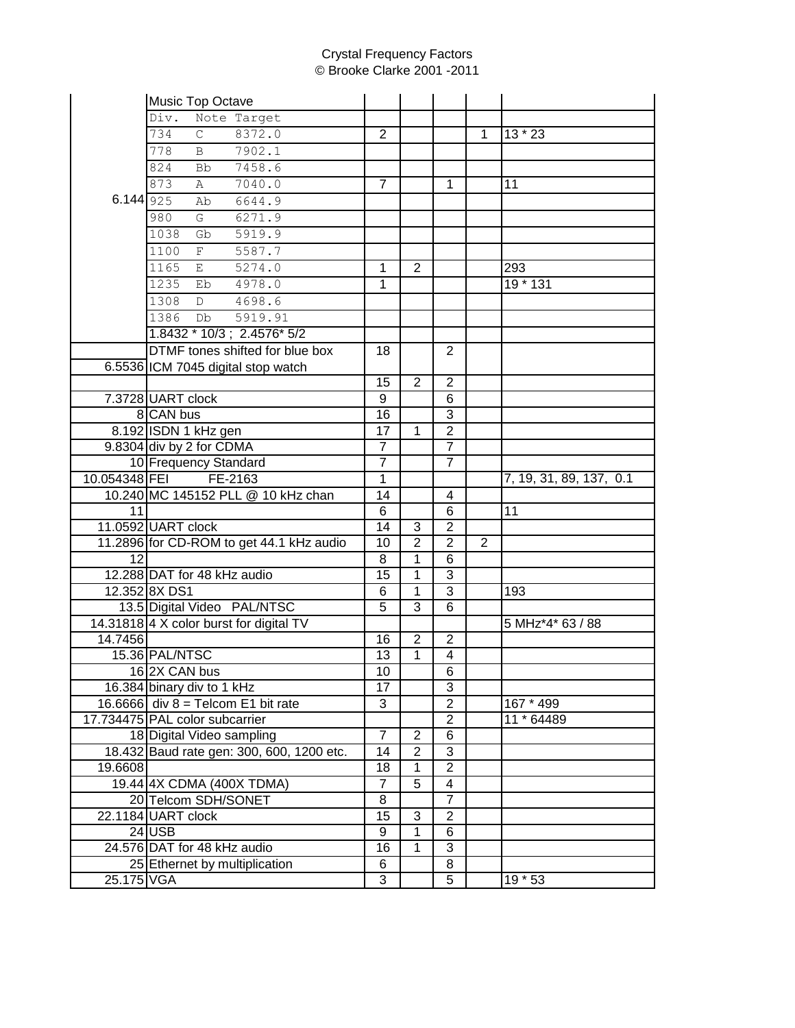Crystal Frequency Factors
© Brooke Clarke 2001 -2011

| | | | | | | |
|---|---|---|---|---|---|---|
| | Music Top Octave | | | | | |
| | Div. Note Target | | | | | |
| | 734 C 8372.0 | 2 | | | 1 | 13 * 23 |
| | 778 B 7902.1 | | | | | |
| | 824 Bb 7458.6 | | | | | |
| | 873 A 7040.0 | 7 | | 1 | | 11 |
| 6.144 | 925 Ab 6644.9 | | | | | |
| | 980 G 6271.9 | | | | | |
| | 1038 Gb 5919.9 | | | | | |
| | 1100 F 5587.7 | | | | | |
| | 1165 E 5274.0 | 1 | 2 | | | 293 |
| | 1235 Eb 4978.0 | 1 | | | | 19 * 131 |
| | 1308 D 4698.6 | | | | | |
| | 1386 Db 5919.91 | | | | | |
| | 1.8432 * 10/3 ; 2.4576* 5/2 | | | | | |
| | DTMF tones shifted for blue box | 18 | | 2 | | |
| 6.5536 | ICM 7045 digital stop watch | | | | | |
| | | 15 | 2 | 2 | | |
| 7.3728 | UART clock | 9 | | 6 | | |
| 8 | CAN bus | 16 | | 3 | | |
| 8.192 | ISDN 1 kHz gen | 17 | 1 | 2 | | |
| 9.8304 | div by 2 for CDMA | 7 | | 7 | | |
| 10 | Frequency Standard | 7 | | 7 | | |
| 10.054348 | FEI FE-2163 | 1 | | | | 7, 19, 31, 89, 137, 0.1 |
| 10.240 | MC 145152 PLL @ 10 kHz chan | 14 | | 4 | | |
| 11 | | 6 | | 6 | | 11 |
| 11.0592 | UART clock | 14 | 3 | 2 | | |
| 11.2896 | for CD-ROM to get 44.1 kHz audio | 10 | 2 | 2 | 2 | |
| 12 | | 8 | 1 | 6 | | |
| 12.288 | DAT for 48 kHz audio | 15 | 1 | 3 | | |
| 12.352 | 8X DS1 | 6 | 1 | 3 | | 193 |
| 13.5 | Digital Video PAL/NTSC | 5 | 3 | 6 | | |
| 14.31818 | 4 X color burst for digital TV | | | | | 5 MHz*4* 63 / 88 |
| 14.7456 | | 16 | 2 | 2 | | |
| 15.36 | PAL/NTSC | 13 | 1 | 4 | | |
| 16 | 2X CAN bus | 10 | | 6 | | |
| 16.384 | binary div to 1 kHz | 17 | | 3 | | |
| 16.6666 | div 8 = Telcom E1 bit rate | 3 | | 2 | | 167 * 499 |
| 17.734475 | PAL color subcarrier | | | 2 | | 11 * 64489 |
| 18 | Digital Video sampling | 7 | 2 | 6 | | |
| 18.432 | Baud rate gen: 300, 600, 1200 etc. | 14 | 2 | 3 | | |
| 19.6608 | | 18 | 1 | 2 | | |
| 19.44 | 4X CDMA (400X TDMA) | 7 | 5 | 4 | | |
| 20 | Telcom SDH/SONET | 8 | | 7 | | |
| 22.1184 | UART clock | 15 | 3 | 2 | | |
| 24 | USB | 9 | 1 | 6 | | |
| 24.576 | DAT for 48 kHz audio | 16 | 1 | 3 | | |
| 25 | Ethernet by multiplication | 6 | | 8 | | |
| 25.175 | VGA | 3 | | 5 | | 19 * 53 |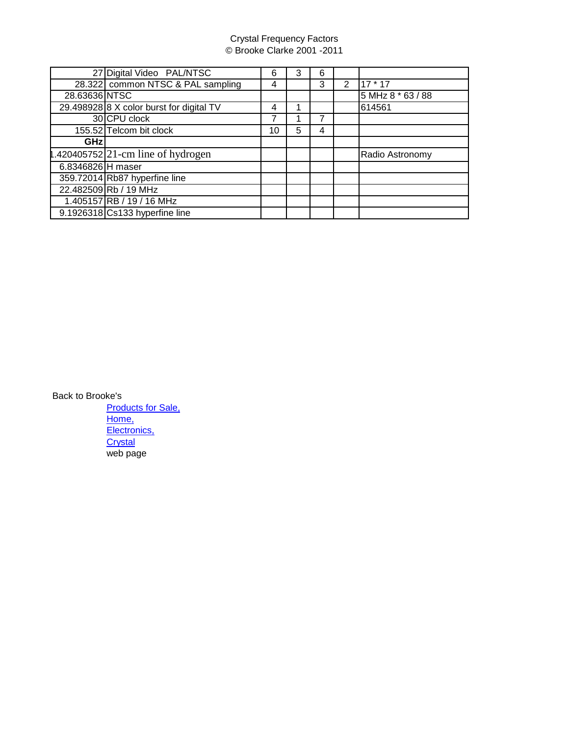Crystal Frequency Factors
© Brooke Clarke 2001 -2011

| | | | | | | |
|---|---|---|---|---|---|---|
| 27 | Digital Video PAL/NTSC | 6 | 3 | 6 | | |
| 28.322 | common NTSC & PAL sampling | 4 | | 3 | 2 | 17 * 17 |
| 28.63636 | NTSC | | | | | 5 MHz 8 * 63 / 88 |
| 29.498928 | 8 X color burst for digital TV | 4 | 1 | | | 614561 |
| 30 | CPU clock | 7 | 1 | 7 | | |
| 155.52 | Telcom bit clock | 10 | 5 | 4 | | |
| **GHz** | | | | | | |
| 1.420405752 | 21-cm line of hydrogen | | | | | Radio Astronomy |
| 6.8346826 | H maser | | | | | |
| 359.72014 | Rb87 hyperfine line | | | | | |
| 22.482509 | Rb / 19 MHz | | | | | |
| 1.405157 | RB / 19 / 16 MHz | | | | | |
| 9.1926318 | Cs133 hyperfine line | | | | | |

Back to Brooke's

[Products for Sale,](#)
[Home,](#)
[Electronics,](#)
[Crystal](#)
web page